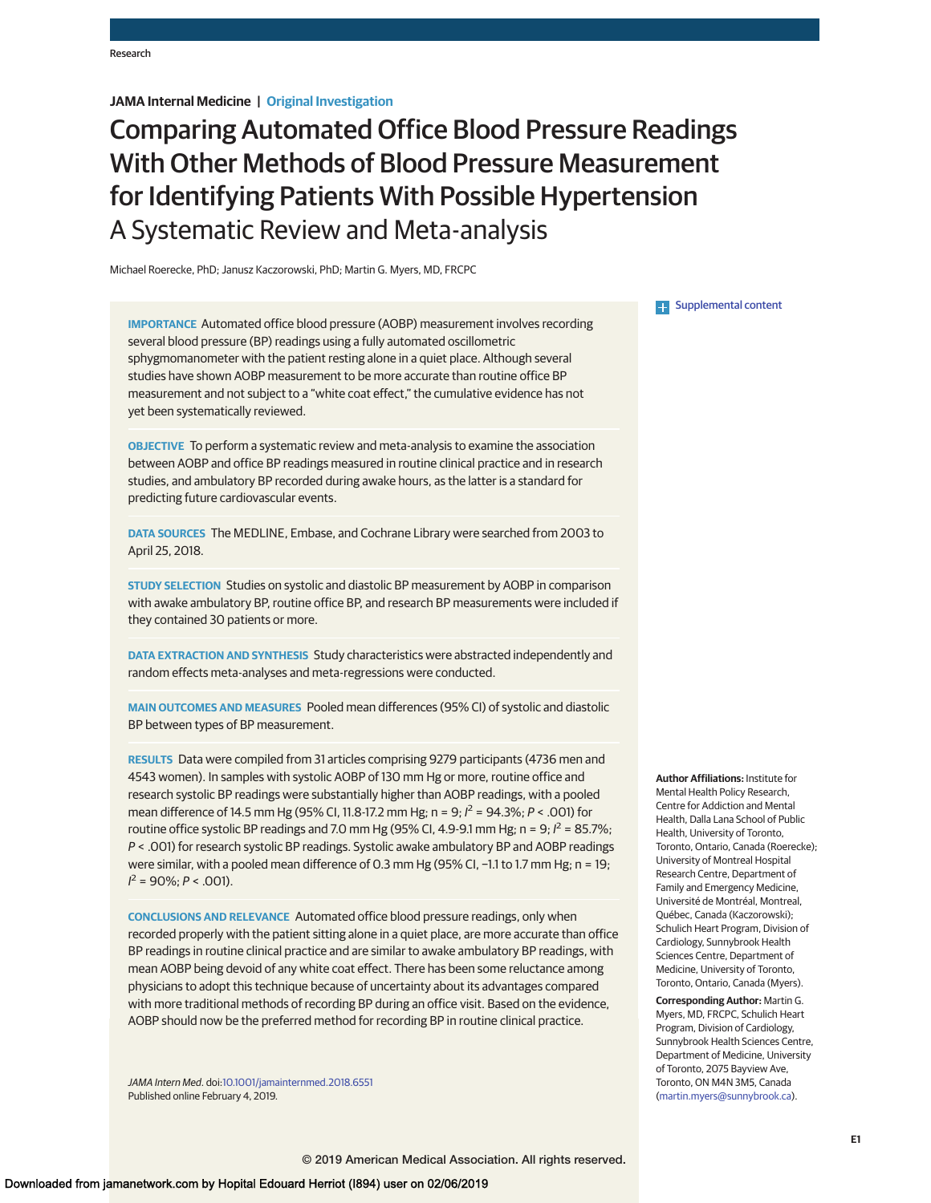**JAMA Internal Medicine** | **Original Investigation**

# Comparing Automated Office Blood Pressure Readings With Other Methods of Blood Pressure Measurement for Identifying Patients With Possible Hypertension

## A Systematic Review and Meta-analysis

Michael Roerecke, PhD; Janusz Kaczorowski, PhD; Martin G. Myers, MD, FRCPC

Supplemental content

**IMPORTANCE** Automated office blood pressure (AOBP) measurement involves recording several blood pressure (BP) readings using a fully automated oscillometric sphygmomanometer with the patient resting alone in a quiet place. Although several studies have shown AOBP measurement to be more accurate than routine office BP measurement and not subject to a "white coat effect," the cumulative evidence has not yet been systematically reviewed.

**OBJECTIVE** To perform a systematic review and meta-analysis to examine the association between AOBP and office BP readings measured in routine clinical practice and in research studies, and ambulatory BP recorded during awake hours, as the latter is a standard for predicting future cardiovascular events.

**DATA SOURCES** The MEDLINE, Embase, and Cochrane Library were searched from 2003 to April 25, 2018.

**STUDY SELECTION** Studies on systolic and diastolic BP measurement by AOBP in comparison with awake ambulatory BP, routine office BP, and research BP measurements were included if they contained 30 patients or more.

**DATA EXTRACTION AND SYNTHESIS** Study characteristics were abstracted independently and random effects meta-analyses and meta-regressions were conducted.

**MAIN OUTCOMES AND MEASURES** Pooled mean differences (95% CI) of systolic and diastolic BP between types of BP measurement.

**RESULTS** Data were compiled from 31 articles comprising 9279 participants (4736 men and 4543 women). In samples with systolic AOBP of 130 mm Hg or more, routine office and research systolic BP readings were substantially higher than AOBP readings, with a pooled mean difference of 14.5 mm Hg (95% CI, 11.8-17.2 mm Hg; n = 9; $I^2$ = 94.3%; $P < .001$) for routine office systolic BP readings and 7.0 mm Hg (95% CI, 4.9-9.1 mm Hg; n = 9; $I^2$ = 85.7%; $P < .001$) for research systolic BP readings. Systolic awake ambulatory BP and AOBP readings were similar, with a pooled mean difference of 0.3 mm Hg (95% CI, −1.1 to 1.7 mm Hg; n = 19; $I^2$ = 90%; $P < .001$).

**CONCLUSIONS AND RELEVANCE** Automated office blood pressure readings, only when recorded properly with the patient sitting alone in a quiet place, are more accurate than office BP readings in routine clinical practice and are similar to awake ambulatory BP readings, with mean AOBP being devoid of any white coat effect. There has been some reluctance among physicians to adopt this technique because of uncertainty about its advantages compared with more traditional methods of recording BP during an office visit. Based on the evidence, AOBP should now be the preferred method for recording BP in routine clinical practice.

*JAMA Intern Med.* doi:10.1001/jamainternmed.2018.6551
Published online February 4, 2019.

**Author Affiliations:** Institute for Mental Health Policy Research, Centre for Addiction and Mental Health, Dalla Lana School of Public Health, University of Toronto, Toronto, Ontario, Canada (Roerecke); University of Montreal Hospital Research Centre, Department of Family and Emergency Medicine, Université de Montréal, Montreal, Québec, Canada (Kaczorowski); Schulich Heart Program, Division of Cardiology, Sunnybrook Health Sciences Centre, Department of Medicine, University of Toronto, Toronto, Ontario, Canada (Myers).

**Corresponding Author:** Martin G. Myers, MD, FRCPC, Schulich Heart Program, Division of Cardiology, Sunnybrook Health Sciences Centre, Department of Medicine, University of Toronto, 2075 Bayview Ave, Toronto, ON M4N 3M5, Canada (martin.myers@sunnybrook.ca).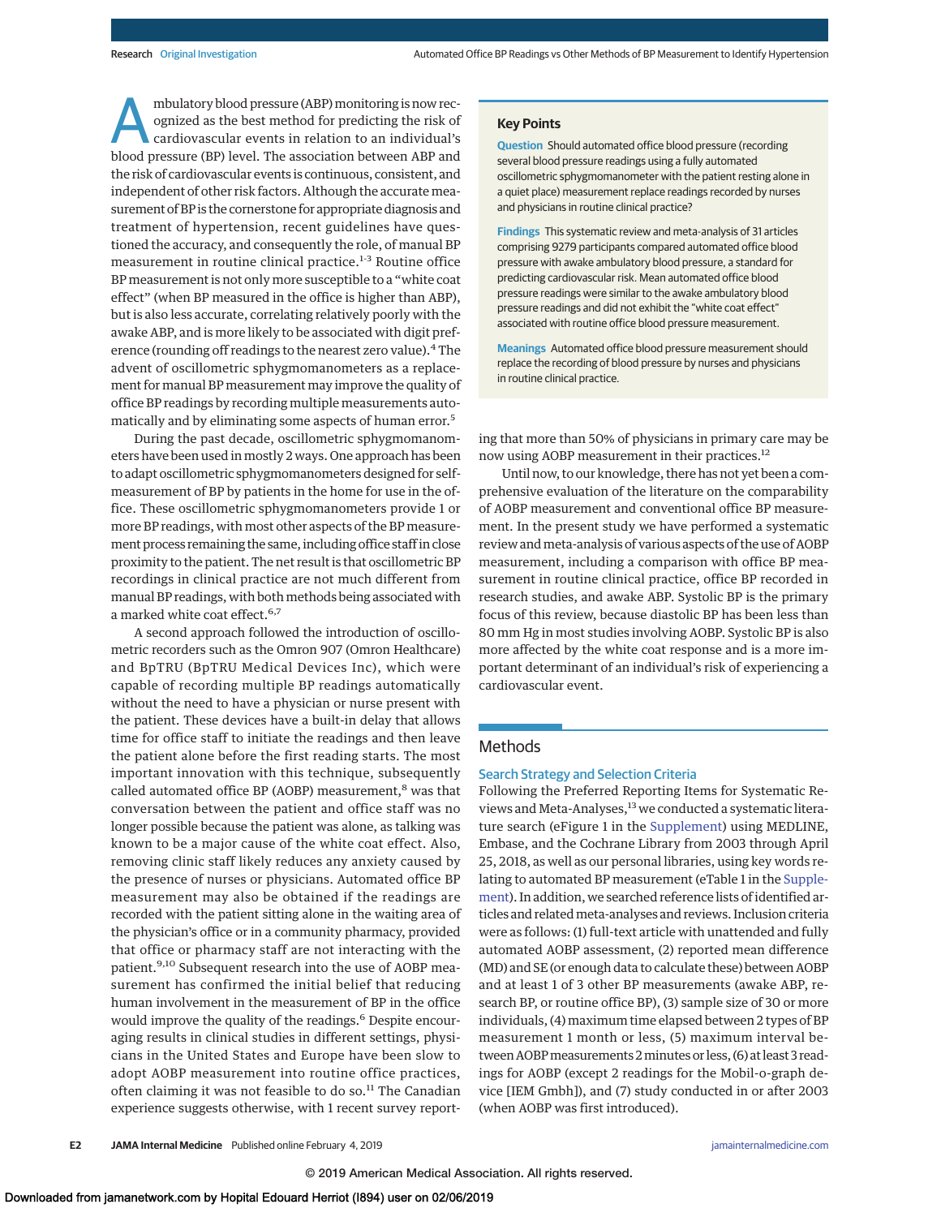Ambulatory blood pressure (ABP) monitoring is now recognized as the best method for predicting the risk of cardiovascular events in relation to an individual's blood pressure (BP) level. The association between ABP and the risk of cardiovascular events is continuous, consistent, and independent of other risk factors. Although the accurate measurement of BP is the cornerstone for appropriate diagnosis and treatment of hypertension, recent guidelines have questioned the accuracy, and consequently the role, of manual BP measurement in routine clinical practice.[1-3] Routine office BP measurement is not only more susceptible to a "white coat effect" (when BP measured in the office is higher than ABP), but is also less accurate, correlating relatively poorly with the awake ABP, and is more likely to be associated with digit preference (rounding off readings to the nearest zero value).[4] The advent of oscillometric sphygmomanometers as a replacement for manual BP measurement may improve the quality of office BP readings by recording multiple measurements automatically and by eliminating some aspects of human error.[5]

During the past decade, oscillometric sphygmomanometers have been used in mostly 2 ways. One approach has been to adapt oscillometric sphygmomanometers designed for self-measurement of BP by patients in the home for use in the office. These oscillometric sphygmomanometers provide 1 or more BP readings, with most other aspects of the BP measurement process remaining the same, including office staff in close proximity to the patient. The net result is that oscillometric BP recordings in clinical practice are not much different from manual BP readings, with both methods being associated with a marked white coat effect.[6,7]

A second approach followed the introduction of oscillometric recorders such as the Omron 907 (Omron Healthcare) and BpTRU (BpTRU Medical Devices Inc), which were capable of recording multiple BP readings automatically without the need to have a physician or nurse present with the patient. These devices have a built-in delay that allows time for office staff to initiate the readings and then leave the patient alone before the first reading starts. The most important innovation with this technique, subsequently called automated office BP (AOBP) measurement,[8] was that conversation between the patient and office staff was no longer possible because the patient was alone, as talking was known to be a major cause of the white coat effect. Also, removing clinic staff likely reduces any anxiety caused by the presence of nurses or physicians. Automated office BP measurement may also be obtained if the readings are recorded with the patient sitting alone in the waiting area of the physician's office or in a community pharmacy, provided that office or pharmacy staff are not interacting with the patient.[9,10] Subsequent research into the use of AOBP measurement has confirmed the initial belief that reducing human involvement in the measurement of BP in the office would improve the quality of the readings.[6] Despite encouraging results in clinical studies in different settings, physicians in the United States and Europe have been slow to adopt AOBP measurement into routine office practices, often claiming it was not feasible to do so.[11] The Canadian experience suggests otherwise, with 1 recent survey reporting that more than 50% of physicians in primary care may be now using AOBP measurement in their practices.[12]

> **Key Points**
>
> **Question** Should automated office blood pressure (recording several blood pressure readings using a fully automated oscillometric sphygmomanometer with the patient resting alone in a quiet place) measurement replace readings recorded by nurses and physicians in routine clinical practice?
>
> **Findings** This systematic review and meta-analysis of 31 articles comprising 9279 participants compared automated office blood pressure with awake ambulatory blood pressure, a standard for predicting cardiovascular risk. Mean automated office blood pressure readings were similar to the awake ambulatory blood pressure readings and did not exhibit the "white coat effect" associated with routine office blood pressure measurement.
>
> **Meanings** Automated office blood pressure measurement should replace the recording of blood pressure by nurses and physicians in routine clinical practice.

Until now, to our knowledge, there has not yet been a comprehensive evaluation of the literature on the comparability of AOBP measurement and conventional office BP measurement. In the present study we have performed a systematic review and meta-analysis of various aspects of the use of AOBP measurement, including a comparison with office BP measurement in routine clinical practice, office BP recorded in research studies, and awake ABP. Systolic BP is the primary focus of this review, because diastolic BP has been less than 80 mm Hg in most studies involving AOBP. Systolic BP is also more affected by the white coat response and is a more important determinant of an individual's risk of experiencing a cardiovascular event.

## Methods

### Search Strategy and Selection Criteria

Following the Preferred Reporting Items for Systematic Reviews and Meta-Analyses,[13] we conducted a systematic literature search (eFigure 1 in the Supplement) using MEDLINE, Embase, and the Cochrane Library from 2003 through April 25, 2018, as well as our personal libraries, using key words relating to automated BP measurement (eTable 1 in the Supplement). In addition, we searched reference lists of identified articles and related meta-analyses and reviews. Inclusion criteria were as follows: (1) full-text article with unattended and fully automated AOBP assessment, (2) reported mean difference (MD) and SE (or enough data to calculate these) between AOBP and at least 1 of 3 other BP measurements (awake ABP, research BP, or routine office BP), (3) sample size of 30 or more individuals, (4) maximum time elapsed between 2 types of BP measurement 1 month or less, (5) maximum interval between AOBP measurements 2 minutes or less, (6) at least 3 readings for AOBP (except 2 readings for the Mobil-o-graph device [IEM Gmbh]), and (7) study conducted in or after 2003 (when AOBP was first introduced).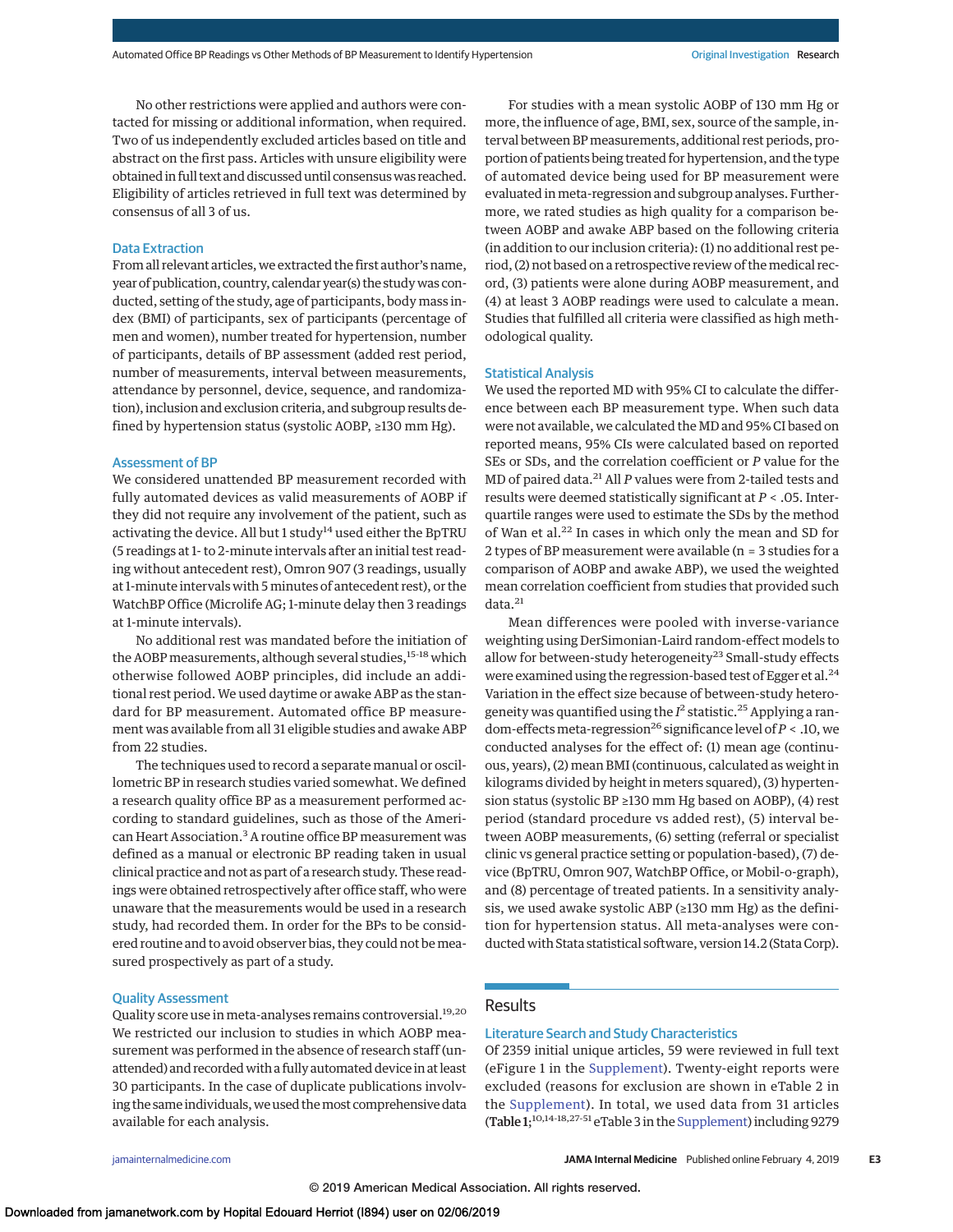No other restrictions were applied and authors were contacted for missing or additional information, when required. Two of us independently excluded articles based on title and abstract on the first pass. Articles with unsure eligibility were obtained in full text and discussed until consensus was reached. Eligibility of articles retrieved in full text was determined by consensus of all 3 of us.

## Data Extraction

From all relevant articles, we extracted the first author's name, year of publication, country, calendar year(s) the study was conducted, setting of the study, age of participants, body mass index (BMI) of participants, sex of participants (percentage of men and women), number treated for hypertension, number of participants, details of BP assessment (added rest period, number of measurements, interval between measurements, attendance by personnel, device, sequence, and randomization), inclusion and exclusion criteria, and subgroup results defined by hypertension status (systolic AOBP, ≥130 mm Hg).

## Assessment of BP

We considered unattended BP measurement recorded with fully automated devices as valid measurements of AOBP if they did not require any involvement of the patient, such as activating the device. All but 1 study[14] used either the BpTRU (5 readings at 1- to 2-minute intervals after an initial test reading without antecedent rest), Omron 907 (3 readings, usually at 1-minute intervals with 5 minutes of antecedent rest), or the WatchBP Office (Microlife AG; 1-minute delay then 3 readings at 1-minute intervals).

No additional rest was mandated before the initiation of the AOBP measurements, although several studies,[15-18] which otherwise followed AOBP principles, did include an additional rest period. We used daytime or awake ABP as the standard for BP measurement. Automated office BP measurement was available from all 31 eligible studies and awake ABP from 22 studies.

The techniques used to record a separate manual or oscillometric BP in research studies varied somewhat. We defined a research quality office BP as a measurement performed according to standard guidelines, such as those of the American Heart Association.[3] A routine office BP measurement was defined as a manual or electronic BP reading taken in usual clinical practice and not as part of a research study. These readings were obtained retrospectively after office staff, who were unaware that the measurements would be used in a research study, had recorded them. In order for the BPs to be considered routine and to avoid observer bias, they could not be measured prospectively as part of a study.

## Quality Assessment

Quality score use in meta-analyses remains controversial.[19,20] We restricted our inclusion to studies in which AOBP measurement was performed in the absence of research staff (unattended) and recorded with a fully automated device in at least 30 participants. In the case of duplicate publications involving the same individuals, we used the most comprehensive data available for each analysis.

For studies with a mean systolic AOBP of 130 mm Hg or more, the influence of age, BMI, sex, source of the sample, interval between BP measurements, additional rest periods, proportion of patients being treated for hypertension, and the type of automated device being used for BP measurement were evaluated in meta-regression and subgroup analyses. Furthermore, we rated studies as high quality for a comparison between AOBP and awake ABP based on the following criteria (in addition to our inclusion criteria): (1) no additional rest period, (2) not based on a retrospective review of the medical record, (3) patients were alone during AOBP measurement, and (4) at least 3 AOBP readings were used to calculate a mean. Studies that fulfilled all criteria were classified as high methodological quality.

## Statistical Analysis

We used the reported MD with 95% CI to calculate the difference between each BP measurement type. When such data were not available, we calculated the MD and 95% CI based on reported means, 95% CIs were calculated based on reported SEs or SDs, and the correlation coefficient or *P* value for the MD of paired data.[21] All *P* values were from 2-tailed tests and results were deemed statistically significant at $P < .05$. Interquartile ranges were used to estimate the SDs by the method of Wan et al.[22] In cases in which only the mean and SD for 2 types of BP measurement were available (n = 3 studies for a comparison of AOBP and awake ABP), we used the weighted mean correlation coefficient from studies that provided such data.[21]

Mean differences were pooled with inverse-variance weighting using DerSimonian-Laird random-effect models to allow for between-study heterogeneity[23] Small-study effects were examined using the regression-based test of Egger et al.[24] Variation in the effect size because of between-study heterogeneity was quantified using the $I^2$ statistic.[25] Applying a random-effects meta-regression[26] significance level of $P < .10$, we conducted analyses for the effect of: (1) mean age (continuous, years), (2) mean BMI (continuous, calculated as weight in kilograms divided by height in meters squared), (3) hypertension status (systolic BP ≥130 mm Hg based on AOBP), (4) rest period (standard procedure vs added rest), (5) interval between AOBP measurements, (6) setting (referral or specialist clinic vs general practice setting or population-based), (7) device (BpTRU, Omron 907, WatchBP Office, or Mobil-o-graph), and (8) percentage of treated patients. In a sensitivity analysis, we used awake systolic ABP (≥130 mm Hg) as the definition for hypertension status. All meta-analyses were conducted with Stata statistical software, version 14.2 (Stata Corp).

# Results

## Literature Search and Study Characteristics

Of 2359 initial unique articles, 59 were reviewed in full text (eFigure 1 in the Supplement). Twenty-eight reports were excluded (reasons for exclusion are shown in eTable 2 in the Supplement). In total, we used data from 31 articles (Table 1;[10,14-18,27-51] eTable 3 in the Supplement) including 9279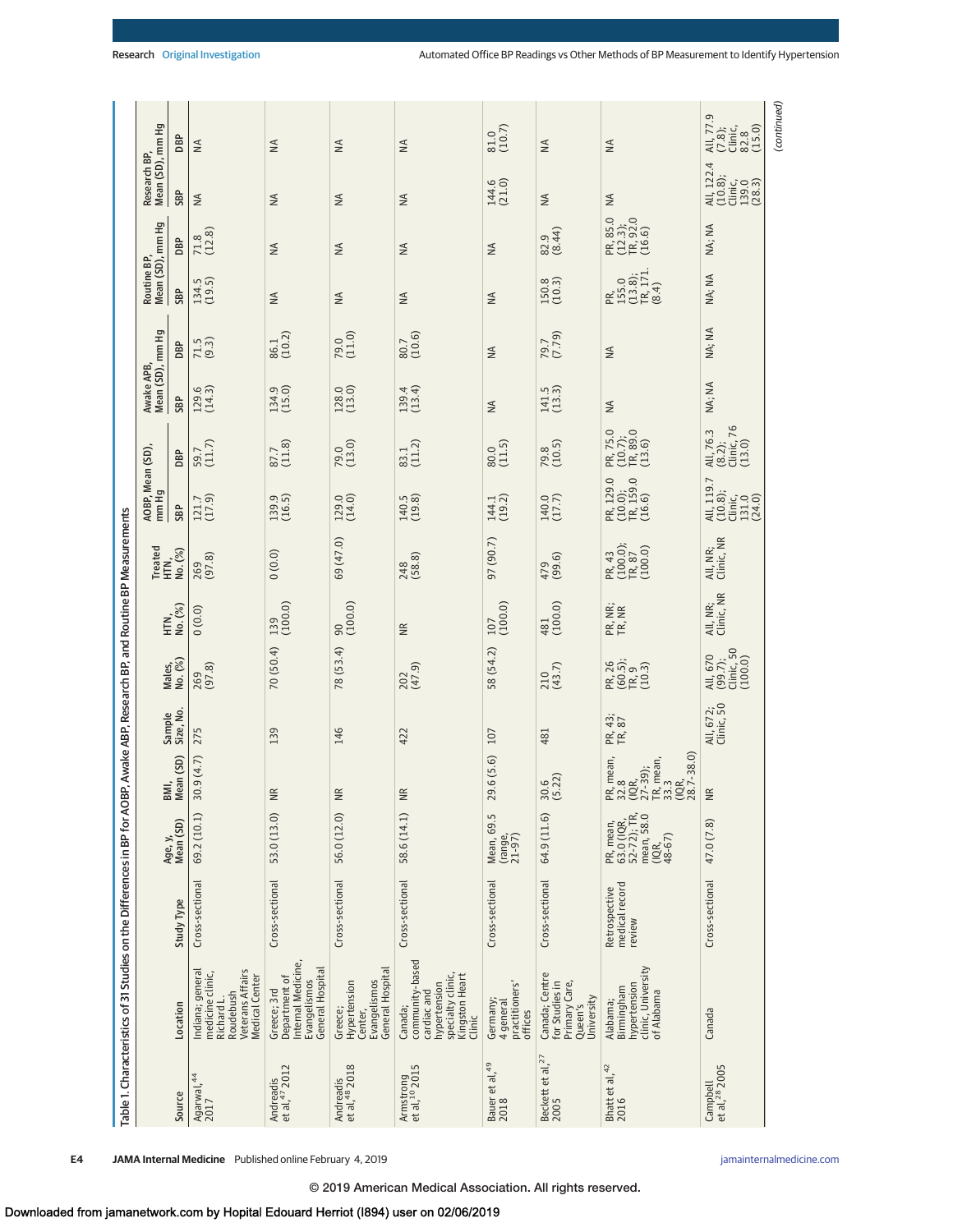Table 1. Characteristics of 31 Studies on the Differences in BP for AOBP, Awake ABP, Research BP, and Routine BP Measurements

| Source | Location | Study Type | Age, y, Mean (SD) | BMI, Mean (SD) | Sample Size, No. | Males, No. (%) | HTN, No. (%) | Treated HTN, No. (%) | AOBP, Mean (SD), mm Hg | | Awake APB, Mean (SD), mm Hg | | Routine BP, Mean (SD), mm Hg | | Research BP, Mean (SD), mm Hg | |
|---|---|---|---|---|---|---|---|---|---|---|---|---|---|---|---|---|
| | | | | | | | | | SBP | DBP | SBP | DBP | SBP | DBP | SBP | DBP |
| Agarwal,[44] 2017 | Indiana; general medicine clinic, Richard L. Roudebush Veterans Affairs Medical Center | Cross-sectional | 69.2 (10.1) | 30.9 (4.7) | 275 | 269 (97.8) | 0 (0.0) | 269 (97.8) | 121.7 (17.9) | 59.7 (11.7) | 129.6 (14.3) | 71.5 (9.3) | 134.5 (19.5) | 71.8 (12.8) | NA | NA |
| Andreadis et al,[47] 2012 | Greece; 3rd Department of Internal Medicine, Evangelismos General Hospital | Cross-sectional | 53.0 (13.0) | NR | 139 | 70 (50.4) | 139 (100.0) | 0 (0.0) | 139.9 (16.5) | 87.7 (11.8) | 134.9 (15.0) | 86.1 (10.2) | NA | NA | NA | NA |
| Andreadis et al,[48] 2018 | Greece; Hypertension Center, Evangelismos General Hospital | Cross-sectional | 56.0 (12.0) | NR | 146 | 78 (53.4) | 90 (100.0) | 69 (47.0) | 129.0 (14.0) | 79.0 (13.0) | 128.0 (13.0) | 79.0 (11.0) | NA | NA | NA | NA |
| Armstrong et al,[10] 2015 | Canada; community-based cardiac and hypertension specialty clinic, Kingston Heart Clinic | Cross-sectional | 58.6 (14.1) | NR | 422 | 202 (47.9) | NR | 248 (58.8) | 140.5 (19.8) | 83.1 (11.2) | 139.4 (13.4) | 80.7 (10.6) | NA | NA | NA | NA |
| Bauer et al,[49] 2018 | Germany; 4 general practitioners' offices | Cross-sectional | Mean, 69.5 (range, 21-97) | 29.6 (5.6) | 107 | 58 (54.2) | 107 (100.0) | 97 (90.7) | 144.1 (19.2) | 80.0 (11.5) | NA | NA | NA | NA | 144.6 (21.0) | 81.0 (10.7) |
| Beckett et al,[27] 2005 | Canada; Centre for Studies in Primary Care, Queen's University | Cross-sectional | 64.9 (11.6) | 30.6 (5.22) | 481 | 210 (43.7) | 481 (100.0) | 479 (99.6) | 140.0 (17.7) | 79.8 (10.5) | 141.5 (13.3) | 79.7 (7.79) | 150.8 (10.3) | 82.9 (8.44) | NA | NA |
| Bhatt et al,[42] 2016 | Alabama; Birmingham hypertension clinic, University of Alabama | Retrospective medical record review | PR, mean, 63.0 (IQR, 52-72); TR, mean, 58.0 (IQR, 48-67) | PR, mean, 32.8 (IQR, 27-39); TR, mean, 33.3 (IQR, 28.7-38.0) | PR, 43; TR, 87 | PR, 26 (60.5); TR, 9 (10.3) | PR, NR; TR, NR | PR, 43 (100.0); TR, 87 (100.0) | PR, 129.0 (10.0); TR, 159.0 (16.6) | PR, 75.0 (10.7); TR, 89.0 (13.6) | NA | NA | PR, 155.0 (13.8); TR, 171. (8.4) | PR, 85.0 (12.3); TR, 92.0 (16.6) | NA | NA |
| Campbell et al,[28] 2005 | Canada | Cross-sectional | 47.0 (7.8) | NR | All, 672; Clinic, 50 | All, 670 (99.7); Clinic, 50 (100.0) | All, NR; Clinic, NR | All, NR; Clinic, NR | All, 119.7 (10.8); Clinic, 131.0 (24.0) | All, 76.3 (8.2); Clinic, 76 (13.0) | NA; NA | NA; NA | NA; NA | NA; NA | All, 122.4 (10.8); Clinic, 139.0 (28.3) | All, 77.9 (7.8); Clinic, 82.8 (15.0) |

(continued)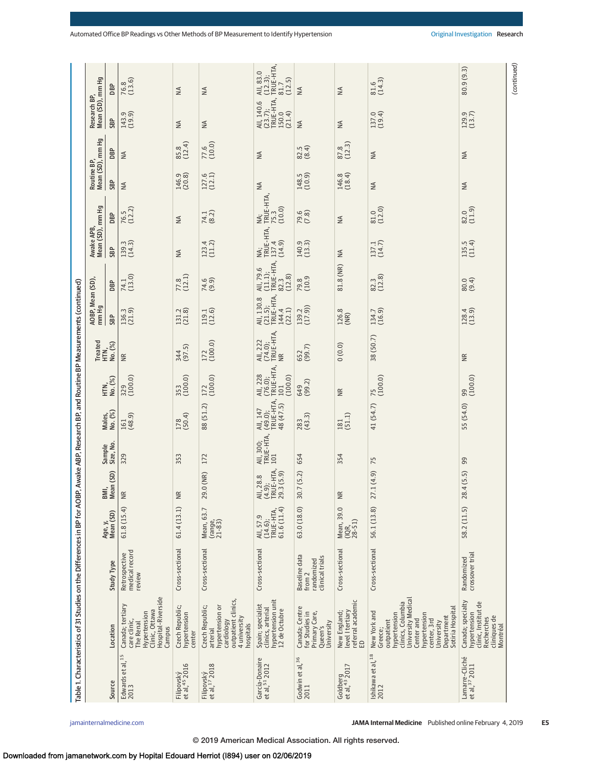Table 1. Characteristics of 31 Studies on the Differences in BP for AOBP, Awake ABP, Research BP, and Routine BP Measurements (continued)

| Source | Location | Study Type | Age, y, Mean (SD) | BMI, Mean (SD) | Sample Size, No. | Males, No. (%) | HTN, No. (%) | Treated HTN, No. (%) | AOBP, Mean (SD), mm Hg | | Awake ABP, Mean (SD), mm Hg | | Routine BP, Mean (SD), mm Hg | | Research BP, Mean (SD), mm Hg | |
|---|---|---|---|---|---|---|---|---|---|---|---|---|---|---|---|---|
| | | | | | | | | | SBP | DBP | SBP | DBP | SBP | DBP | SBP | DBP |
| Edwards et al,[15] 2013 | Canada; tertiary care clinic, The Renal Hypertension Clinic, Ottawa Hospital-Riverside Campus | Retrospective medical record review | 61.8 (15.4) | NR | 329 | 161 (48.9) | 329 (100.0) | NR | 136.3 (21.9) | 74.1 (13.0) | 139.3 (14.3) | 76.5 (12.2) | NA | NA | 143.9 (19.9) | 76.8 (13.6) |
| Filipovský et al,[45] 2016 | Czech Republic; hypertension center | Cross-sectional | 61.4 (13.1) | NR | 353 | 178 (50.4) | 353 (100.0) | 344 (97.5) | 131.2 (21.8) | 77.8 (12.1) | NA | NA | 146.9 (20.8) | 85.8 (12.4) | NA | NA |
| Filipovský et al,[17] 2018 | Czech Republic; arterial hypertension or cardiology outpatient clinics, 4 university hospitals | Cross-sectional | Mean, 63.7 (range, 21-83) | 29.0 (NR) | 172 | 88 (51.2) | 172 (100.0) | 172 (100.0) | 119.1 (12.6) | 74.6 (9.9) | 123.4 (11.2) | 74.1 (8.2) | 127.6 (12.1) | 77.6 (10.0) | NA | NA |
| García-Donaire et al,[51] 2012 | Spain; specialist clinics, arterial hypertension unit 12 de Octubre | Cross-sectional | All, 57.9 (14.6); TRUE-HTA, 61.6 (11.4) | All, 28.8 (4.9); TRUE-HTA, 29.3 (5.9) | All, 300; TRUE-HTA, 101 | All, 147 (49.0); TRUE-HTA, 48 (47.5) | All, 228 (76.0); TRUE-HTA, 101 (100.0) | All, 222 (74.0); TRUE-HTA, NR | All, 130.8 (21.5); TRUE-HTA, 144.4 (22.1) | All, 79.6 (11.1); TRUE-HTA, 82.3 (12.8) | NA; TRUE-HTA, 137.4 (14.9) | NA; TRUE-HTA, 75.3 (10.0) | NA | NA | All, 140.6 (23.7); TRUE-HTA, 150.0 (21.4) | All, 83.0 (12.3); TRUE-HTA, 81.7 (12.5) |
| Godwin et al,[36] 2011 | Canada; Centre for Studies in Primary Care, Queen's University | Baseline data from 2 randomized clinical trials | 63.0 (18.0) | 30.7 (5.2) | 654 | 283 (43.3) | 649 (99.2) | 652 (99.7) | 139.2 (17.9)) | 79.8 (10.9 | 140.9 (13.3) | 79.6 (7.8) | 148.5 (10.9) | 82.5 (8.4) | NA | NA |
| Goldberg et al,[43] 2017 | New England; level I tertiary referral academic ED | Cross-sectional | Mean, 39.0 (IQR, 28-51) | NR | 354 | 181 (51.1) | NR | 0 (0.0) | 126.8 (NR) | 81.8 (NR) | NA | NA | 146.8 (18.4) | 87.8 (12.3) | NA | NA |
| Ishikawa et al,[18] 2012 | New York and Greece; outpatient hypertension clinics, Columbia University Medical Center and hypertension center, 3rd University Department Sotiria Hospital | Cross-sectional | 56.1 (13.8) | 27.1 (4.9) | 75 | 41 (54.7) | 75 (100.0) | 38 (50.7) | 134.7 (16.9) | 82.3 (12.8) | 137.1 (14.7) | 81.0 (12.0) | NA | NA | 137.0 (19.4) | 81.6 (14.3) |
| Lamarre-Cliché et al,[37] 2011 | Canada; specialty hypertension clinic, Institut de Recherches cliniques de Montréal | Randomized crossover trial | 58.2 (11.5) | 28.4 (5.5) | 99 | 55 (54.0) | 99 (100.0) | NR | 128.4 (13.9) | 80.0 (9.4) | 135.5 (11.4) | 82.0 (11.9) | NA | NA | 129.9 (13.7) | 80.9 (9.3) |

(continued)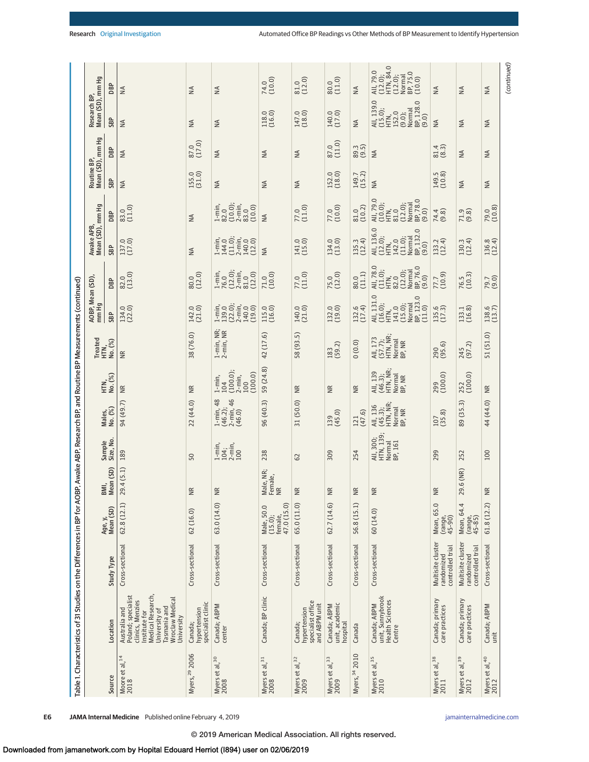Table 1. Characteristics of 31 Studies on the Differences in BP for AOBP, Awake ABP, Research BP, and Routine BP Measurements (continued)

| Source | Location | Study Type | Age, y, Mean (SD) | BMI, Mean (SD) | Sample Size, No. | Males, No. (%) | HTN, No. (%) | Treated HTN, No. (%) | AOBP, Mean (SD), mm Hg | | Awake APB, Mean (SD), mm Hg | | Routine BP, Mean (SD), mm Hg | | Research BP, Mean (SD), mm Hg | |
|---|---|---|---|---|---|---|---|---|---|---|---|---|---|---|---|---|
| | | | | | | | | | SBP | DBP | SBP | DBP | SBP | DBP | SBP | DBP |
| Moore et al,[14] 2018 | Australia and Poland; specialist clinics, Menzies Institute for Medical Research, University of Tasmania and Wroclaw Medical University | Cross-sectional | 62.8 (12.1) | 29.4 (5.1) | 189 | 94 (49.7) | NR | NR | 134.0 (22.0) | 82.0 (13.0) | 137.0 (17.0) | 83.0 (11.0) | NA | NA | NA | NA |
| Myers,[29] 2006 | Canada; hypertension specialist clinic | Cross-sectional | 62 (16.0) | NR | 50 | 22 (44.0) | NR | 38 (76.0) | 142.0 (21.0) | 80.0 (12.0) | NA | NA | 155.0 (31.0) | 87.0 (17.0) | NA | NA |
| Myers et al,[30] 2008 | Canada; ABPM center | Cross-sectional | 63.0 (14.0) | NR | 1-min, 104; 2-min, 100 | 1-min, 48 (46.2); 2-min, 46 (46.0) | 1-min, 104 (100.0); 2-min, 100 (100.0) | 1-min, NR; 2-min, NR | 1-min, 139.0 (22.0); 2-min, 140.0 (19.0) | 1-min, 76.0 (12.0); 2-min, 81.0 (12.0) | 1-min, 144.0 (11.0); 2-min, 140.0 (12.0) | 1-min, 82.0 (10.0); 2-min, 83.0 (10.0) | NA | NA | NA | NA |
| Myers et al,[31] 2008 | Canada; BP clinic | Cross-sectional | Male, 50.0 (15.0); female, 47.0 (15.0) | Male, NR; Female, NR | 238 | 96 (40.3) | 59 (24.8) | 42 (17.6) | 115.0 (16.0) | 71.0 (10.0) | NA | NA | NA | NA | 118.0 (16.0) | 74.0 (10.0) |
| Myers et al,[32] 2009 | Canada; hypertension specialist office and ABPM unit | Cross-sectional | 65.0 (11.0) | NR | 62 | 31 (50.0) | NR | 58 (93.5) | 140.0 (21.0) | 77.0 (11.0) | 141.0 (15.0) | 77.0 (11.0) | NA | NA | 147.0 (18.0) | 81.0 (12.0) |
| Myers et al,[33] 2009 | Canada; ABPM unit, academic hospital | Cross-sectional | 62.7 (14.6) | NR | 309 | 139 (45.0) | NR | 183 (59.2) | 132.0 (19.0) | 75.0 (12.0) | 134.0 (13.0) | 77.0 (10.0) | 152.0 (18.0) | 87.0 (11.0) | 140.0 (17.0) | 80.0 (11.0) |
| Myers,[34] 2010 | Canada | Cross-sectional | 56.8 (15.1) | NR | 254 | 121 (47.6) | NR | 0 (0.0) | 132.6 (17.4) | 80.0 (11.1) | 135.3 (12.4) | 81.0 (10.2) | 149.7 (15.2) | 89.3 (9.5) | NA | NA |
| Myers et al,[35] 2010 | Canada; ABPM unit, Sunnybrook Health Sciences Centre | Cross-sectional | 60 (14.0) | NR | All, 300; HTN, 139; Normal BP, 161 | All, 136 (45.3); HTN, NR; Normal BP, NR | All, 139 (46.3); HTN, NR; Normal BP, NR | All, 173 (57.7); HTN, NR; Normal BP, NR | All, 131.0 (16.0); HTN, 141.0 (15.0); Normal BP, 123.0 (11.0) | All, 78.0 (11.0); HTN, 82.0 (12.0); Normal BP, 76.0 (9.0) | All, 136.0 (12.0); HTN, 142.0 (11.0); Normal BP, 132.0 (9.0) | All, 79.0 (10.0); HTN, 81.0 (12.0); Normal BP, 78.0 (9.0) | NA | NA | All, 139.0 (15.0); HTN, 152.0 (9.0); Normal BP, 128.0 (9.0) | All, 79.0 (12.0); HTN, 84.0 (12.0); Normal BP, 75.0 (10.0) |
| Myers et al,[38] 2011 | Canada; primary care practices | Multisite cluster randomized controlled trial | Mean, 65.0 (range, 45-90) | NR | 299 | 107 (35.8) | 299 (100.0) | 290 (95.6) | 135.6 (17.3) | 77.7 (10.9) | 133.2 (12.4) | 74.4 (9.8) | 149.5 (10.8) | 81.4 (8.3) | NA | NA |
| Myers et al,[39] 2012 | Canada; primary care practices | Multisite cluster randomized controlled trial | Mean, 64.4 (range, 45-85) | 29.6 (NR) | 252 | 89 (35.3) | 252 (100.0) | 245 (97.2) | 133.1 (16.8) | 76.5 (10.3) | 130.3 (12.4) | 71.9 (9.8) | NA | NA | NA | NA |
| Myers et al,[40] 2012 | Canada; ABPM unit | Cross-sectional | 61.8 (12.2) | NR | 100 | 44 (44.0) | NR | 51 (51.0) | 138.6 (13.7) | 79.7 (9.0) | 136.8 (12.4) | 79.0 (10.8) | NA | NA | NA | NA |

(continued)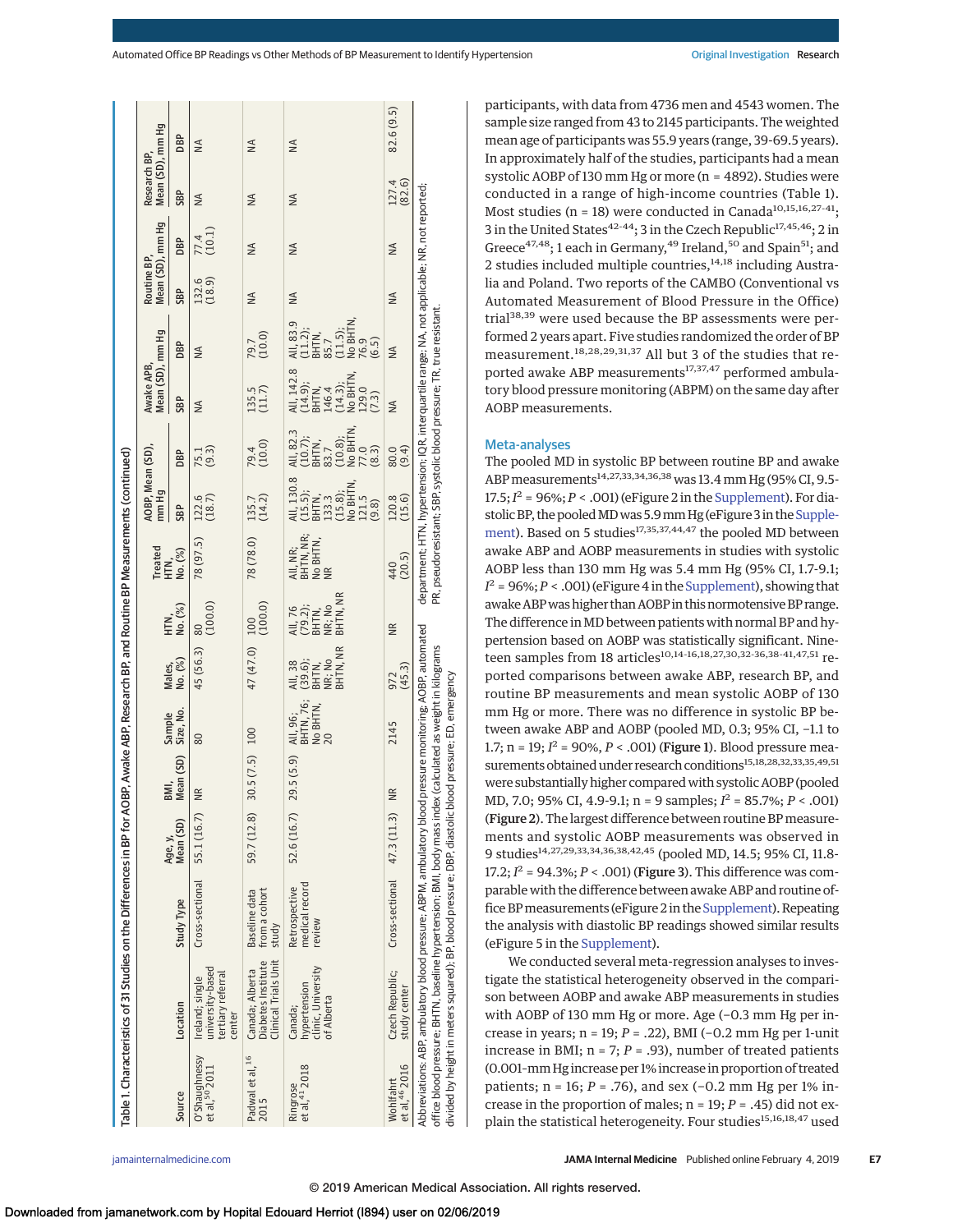Table 1. Characteristics of 31 Studies on the Differences in BP for AOBP, Awake ABP, Research BP, and Routine BP Measurements (continued)

| Source | Location | Study Type | Age, y, Mean (SD) | BMI, Mean (SD) | Sample Size, No. | Males, No. (%) | HTN, No. (%) | Treated HTN, No. (%) | AOBP, Mean (SD), mm Hg | | Awake APB, Mean (SD), mm Hg | | Routine BP, Mean (SD), mm Hg | | Research BP, Mean (SD), mm Hg | |
|---|---|---|---|---|---|---|---|---|---|---|---|---|---|---|---|---|
| | | | | | | | | | SBP | DBP | SBP | DBP | SBP | DBP | SBP | DBP |
| O'Shaughnessy et al,[50] 2011 | Ireland; single university-based tertiary referral center | Cross-sectional | 55.1 (16.7) | NR | 80 | 45 (56.3) | 80 (100.0) | 78 (97.5) | 122.6 (18.7) | 75.1 (9.3) | NA | NA | 132.6 (18.9) | 77.4 (10.1) | NA | NA |
| Padwal et al,[16] 2015 | Canada; Alberta Diabetes Institute Clinical Trials Unit | Baseline data from a cohort study | 59.7 (12.8) | 30.5 (7.5) | 100 | 47 (47.0) | 100 (100.0) | 78 (78.0) | 135.7 (14.2) | 79.4 (10.0) | 135.5 (11.7) | 79.7 (10.0) | NA | NA | NA | NA |
| Ringrose et al,[41] 2018 | Canada; hypertension clinic, University of Alberta | Retrospective medical record review | 52.6 (16.7) | 29.5 (5.9) | All, 96; BHTN, 76; No BHTN, 20 | All, 38 (39.6); BHTN, NR; No BHTN, NR | All, 76 (79.2); BHTN, NR; No BHTN, NR | All, NR; BHTN, NR; No BHTN, NR | All, 130.8 (15.5); BHTN, 133.3 (15.8); No BHTN, 121.5 (9.8) | All, 82.3 (10.7); BHTN, 83.7 (10.8); No BHTN, 77.0 (8.3) | All, 142.8 (14.9); BHTN, 146.4 (14.3); No BHTN, 129.0 (7.3) | All, 83.9 (11.2); BHTN, 85.7 (11.5); No BHTN, 76.9 (6.5) | NA | NA | NA | NA |
| Wohlfahrt et al,[46] 2016 | Czech Republic; study center | Cross-sectional | 47.3 (11.3) | NR | 2145 | 972 (45.3) | NR | 440 (20.5) | 120.8 (15.6) | 80.0 (9.4) | NA | NA | NA | NA | 127.4 (82.6) | 82.6 (9.5) |

Abbreviations: ABP, ambulatory blood pressure; ABPM, ambulatory blood pressure monitoring; AOBP, automated office blood pressure; BHTN, baseline hypertension; BMI, body mass index (calculated as weight in kilograms divided by height in meters squared); BP, blood pressure; DBP, diastolic blood pressure; ED, emergency department; HTN, hypertension; IQR, interquartile range; NA, not applicable; NR, not reported; PR, pseudoresistant; SBP, systolic blood pressure; TR, true resistant.

participants, with data from 4736 men and 4543 women. The sample size ranged from 43 to 2145 participants. The weighted mean age of participants was 55.9 years (range, 39-69.5 years). In approximately half of the studies, participants had a mean systolic AOBP of 130 mm Hg or more (n = 4892). Studies were conducted in a range of high-income countries (Table 1). Most studies (n = 18) were conducted in Canada[10,15,16,27-41]; 3 in the United States[42-44]; 3 in the Czech Republic[17,45,46]; 2 in Greece[47,48]; 1 each in Germany,[49] Ireland,[50] and Spain[51]; and 2 studies included multiple countries,[14,18] including Australia and Poland. Two reports of the CAMBO (Conventional vs Automated Measurement of Blood Pressure in the Office) trial[38,39] were used because the BP assessments were performed 2 years apart. Five studies randomized the order of BP measurement.[18,28,29,31,37] All but 3 of the studies that reported awake ABP measurements[17,37,47] performed ambulatory blood pressure monitoring (ABPM) on the same day after AOBP measurements.

## Meta-analyses

The pooled MD in systolic BP between routine BP and awake ABP measurements[14,27,33,34,36,38] was 13.4 mm Hg (95% CI, 9.5-17.5; $I^2$ = 96%; $P$ < .001) (eFigure 2 in the Supplement). For diastolic BP, the pooled MD was 5.9 mm Hg (eFigure 3 in the Supplement). Based on 5 studies[17,35,37,44,47] the pooled MD between awake ABP and AOBP measurements in studies with systolic AOBP less than 130 mm Hg was 5.4 mm Hg (95% CI, 1.7-9.1; $I^2$ = 96%; $P$ < .001) (eFigure 4 in the Supplement), showing that awake ABP was higher than AOBP in this normotensive BP range. The difference in MD between patients with normal BP and hypertension based on AOBP was statistically significant. Nineteen samples from 18 articles[10,14-16,18,27,30,32-36,38-41,47,51] reported comparisons between awake ABP, research BP, and routine BP measurements and mean systolic AOBP of 130 mm Hg or more. There was no difference in systolic BP between awake ABP and AOBP (pooled MD, 0.3; 95% CI, −1.1 to 1.7; n = 19; $I^2$ = 90%, $P$ < .001) (**Figure 1**). Blood pressure measurements obtained under research conditions[15,18,28,32,33,35,49,51] were substantially higher compared with systolic AOBP (pooled MD, 7.0; 95% CI, 4.9-9.1; n = 9 samples; $I^2$ = 85.7%; $P$ < .001) (**Figure 2**). The largest difference between routine BP measurements and systolic AOBP measurements was observed in 9 studies[14,27,29,33,34,36,38,42,45] (pooled MD, 14.5; 95% CI, 11.8-17.2; $I^2$ = 94.3%; $P$ < .001) (**Figure 3**). This difference was comparable with the difference between awake ABP and routine office BP measurements (eFigure 2 in the Supplement). Repeating the analysis with diastolic BP readings showed similar results (eFigure 5 in the Supplement).

We conducted several meta-regression analyses to investigate the statistical heterogeneity observed in the comparison between AOBP and awake ABP measurements in studies with AOBP of 130 mm Hg or more. Age (−0.3 mm Hg per increase in years; n = 19; $P$ = .22), BMI (−0.2 mm Hg per 1-unit increase in BMI; n = 7; $P$ = .93), number of treated patients (0.001-mm Hg increase per 1% increase in proportion of treated patients; n = 16; $P$ = .76), and sex (−0.2 mm Hg per 1% increase in the proportion of males; n = 19; $P$ = .45) did not explain the statistical heterogeneity. Four studies[15,16,18,47] used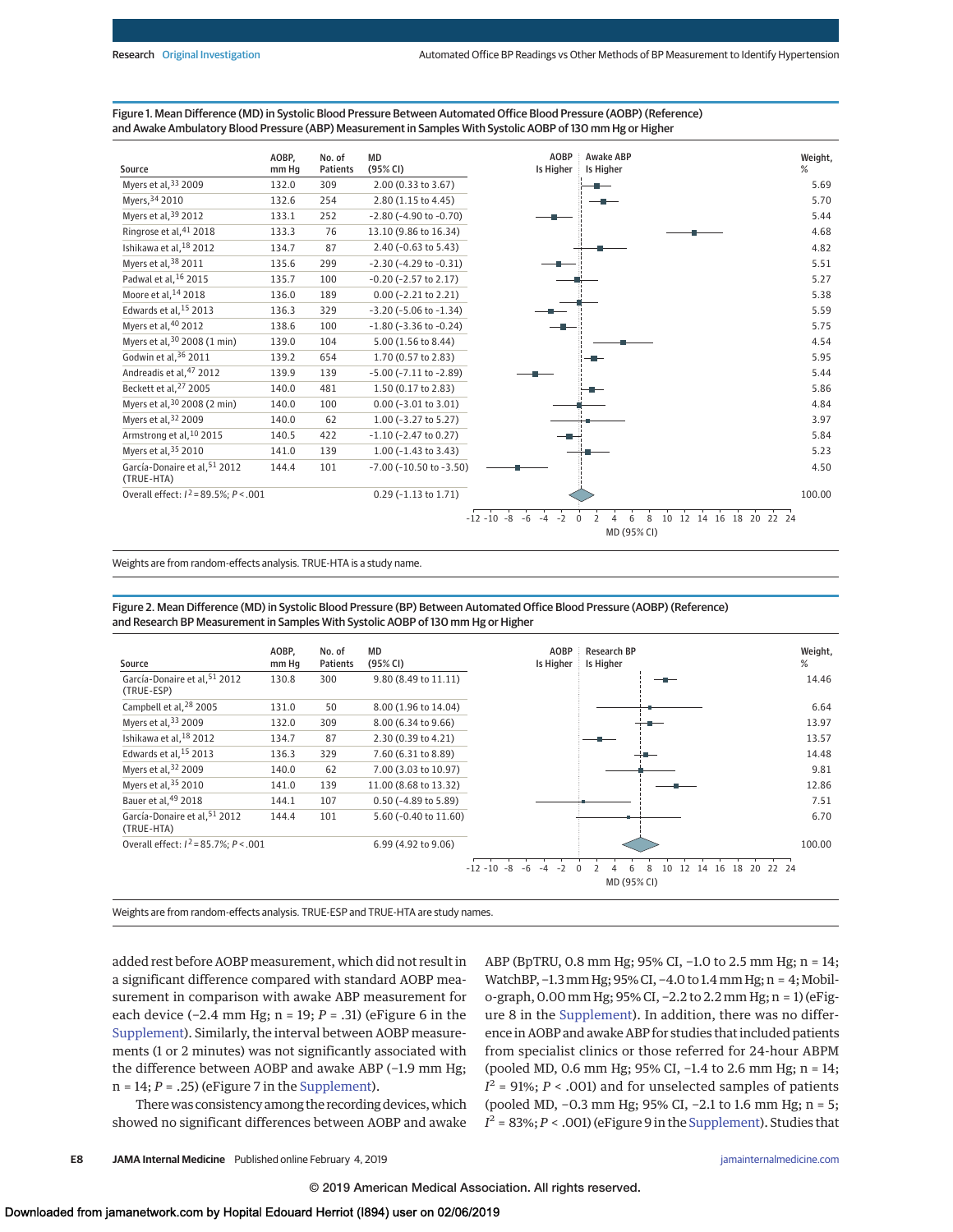Figure 1. Mean Difference (MD) in Systolic Blood Pressure Between Automated Office Blood Pressure (AOBP) (Reference) and Awake Ambulatory Blood Pressure (ABP) Measurement in Samples With Systolic AOBP of 130 mm Hg or Higher

| Source | AOBP, mm Hg | No. of Patients | MD (95% CI) | Weight, % |
|---|---|---|---|---|
| Myers et al,[33] 2009 | 132.0 | 309 | 2.00 (0.33 to 3.67) | 5.69 |
| Myers,[34] 2010 | 132.6 | 254 | 2.80 (1.15 to 4.45) | 5.70 |
| Myers et al,[39] 2012 | 133.1 | 252 | −2.80 (−4.90 to −0.70) | 5.44 |
| Ringrose et al,[41] 2018 | 133.3 | 76 | 13.10 (9.86 to 16.34) | 4.68 |
| Ishikawa et al,[18] 2012 | 134.7 | 87 | 2.40 (−0.63 to 5.43) | 4.82 |
| Myers et al,[38] 2011 | 135.6 | 299 | −2.30 (−4.29 to −0.31) | 5.51 |
| Padwal et al,[16] 2015 | 135.7 | 100 | −0.20 (−2.57 to 2.17) | 5.27 |
| Moore et al,[14] 2018 | 136.0 | 189 | 0.00 (−2.21 to 2.21) | 5.38 |
| Edwards et al,[15] 2013 | 136.3 | 329 | −3.20 (−5.06 to −1.34) | 5.59 |
| Myers et al,[40] 2012 | 138.6 | 100 | −1.80 (−3.36 to −0.24) | 5.75 |
| Myers et al,[30] 2008 (1 min) | 139.0 | 104 | 5.00 (1.56 to 8.44) | 4.54 |
| Godwin et al,[36] 2011 | 139.2 | 654 | 1.70 (0.57 to 2.83) | 5.95 |
| Andreadis et al,[47] 2012 | 139.9 | 139 | −5.00 (−7.11 to −2.89) | 5.44 |
| Beckett et al,[27] 2005 | 140.0 | 481 | 1.50 (0.17 to 2.83) | 5.86 |
| Myers et al,[30] 2008 (2 min) | 140.0 | 100 | 0.00 (−3.01 to 3.01) | 4.84 |
| Myers et al,[32] 2009 | 140.0 | 62 | 1.00 (−3.27 to 5.27) | 3.97 |
| Armstrong et al,[10] 2015 | 140.5 | 422 | −1.10 (−2.47 to 0.27) | 5.84 |
| Myers et al,[35] 2010 | 141.0 | 139 | 1.00 (−1.43 to 3.43) | 5.23 |
| García-Donaire et al,[51] 2012 (TRUE-HTA) | 144.4 | 101 | −7.00 (−10.50 to −3.50) | 4.50 |
| Overall effect: $I^2$ = 89.5%; $P$ < .001 | | | 0.29 (−1.13 to 1.71) | 100.00 |

Weights are from random-effects analysis. TRUE-HTA is a study name.

Figure 2. Mean Difference (MD) in Systolic Blood Pressure (BP) Between Automated Office Blood Pressure (AOBP) (Reference) and Research BP Measurement in Samples With Systolic AOBP of 130 mm Hg or Higher

| Source | AOBP, mm Hg | No. of Patients | MD (95% CI) | Weight, % |
|---|---|---|---|---|
| García-Donaire et al,[51] 2012 (TRUE-ESP) | 130.8 | 300 | 9.80 (8.49 to 11.11) | 14.46 |
| Campbell et al,[28] 2005 | 131.0 | 50 | 8.00 (1.96 to 14.04) | 6.64 |
| Myers et al,[33] 2009 | 132.0 | 309 | 8.00 (6.34 to 9.66) | 13.97 |
| Ishikawa et al,[18] 2012 | 134.7 | 87 | 2.30 (0.39 to 4.21) | 13.57 |
| Edwards et al,[15] 2013 | 136.3 | 329 | 7.60 (6.31 to 8.89) | 14.48 |
| Myers et al,[32] 2009 | 140.0 | 62 | 7.00 (3.03 to 10.97) | 9.81 |
| Myers et al,[35] 2010 | 141.0 | 139 | 11.00 (8.68 to 13.32) | 12.86 |
| Bauer et al,[49] 2018 | 144.1 | 107 | 0.50 (−4.89 to 5.89) | 7.51 |
| García-Donaire et al,[51] 2012 (TRUE-HTA) | 144.4 | 101 | 5.60 (−0.40 to 11.60) | 6.70 |
| Overall effect: $I^2$ = 85.7%; $P$ < .001 | | | 6.99 (4.92 to 9.06) | 100.00 |

Weights are from random-effects analysis. TRUE-ESP and TRUE-HTA are study names.

added rest before AOBP measurement, which did not result in a significant difference compared with standard AOBP measurement in comparison with awake ABP measurement for each device (−2.4 mm Hg; n = 19; $P$ = .31) (eFigure 6 in the Supplement). Similarly, the interval between AOBP measurements (1 or 2 minutes) was not significantly associated with the difference between AOBP and awake ABP (−1.9 mm Hg; n = 14; $P$ = .25) (eFigure 7 in the Supplement).

There was consistency among the recording devices, which showed no significant differences between AOBP and awake ABP (BpTRU, 0.8 mm Hg; 95% CI, −1.0 to 2.5 mm Hg; n = 14; WatchBP, −1.3 mm Hg; 95% CI, −4.0 to 1.4 mm Hg; n = 4; Mobil-o-graph, 0.00 mm Hg; 95% CI, −2.2 to 2.2 mm Hg; n = 1) (eFigure 8 in the Supplement). In addition, there was no difference in AOBP and awake ABP for studies that included patients from specialist clinics or those referred for 24-hour ABPM (pooled MD, 0.6 mm Hg; 95% CI, −1.4 to 2.6 mm Hg; n = 14; $I^2$ = 91%; $P$ < .001) and for unselected samples of patients (pooled MD, −0.3 mm Hg; 95% CI, −2.1 to 1.6 mm Hg; n = 5; $I^2$ = 83%; $P$ < .001) (eFigure 9 in the Supplement). Studies that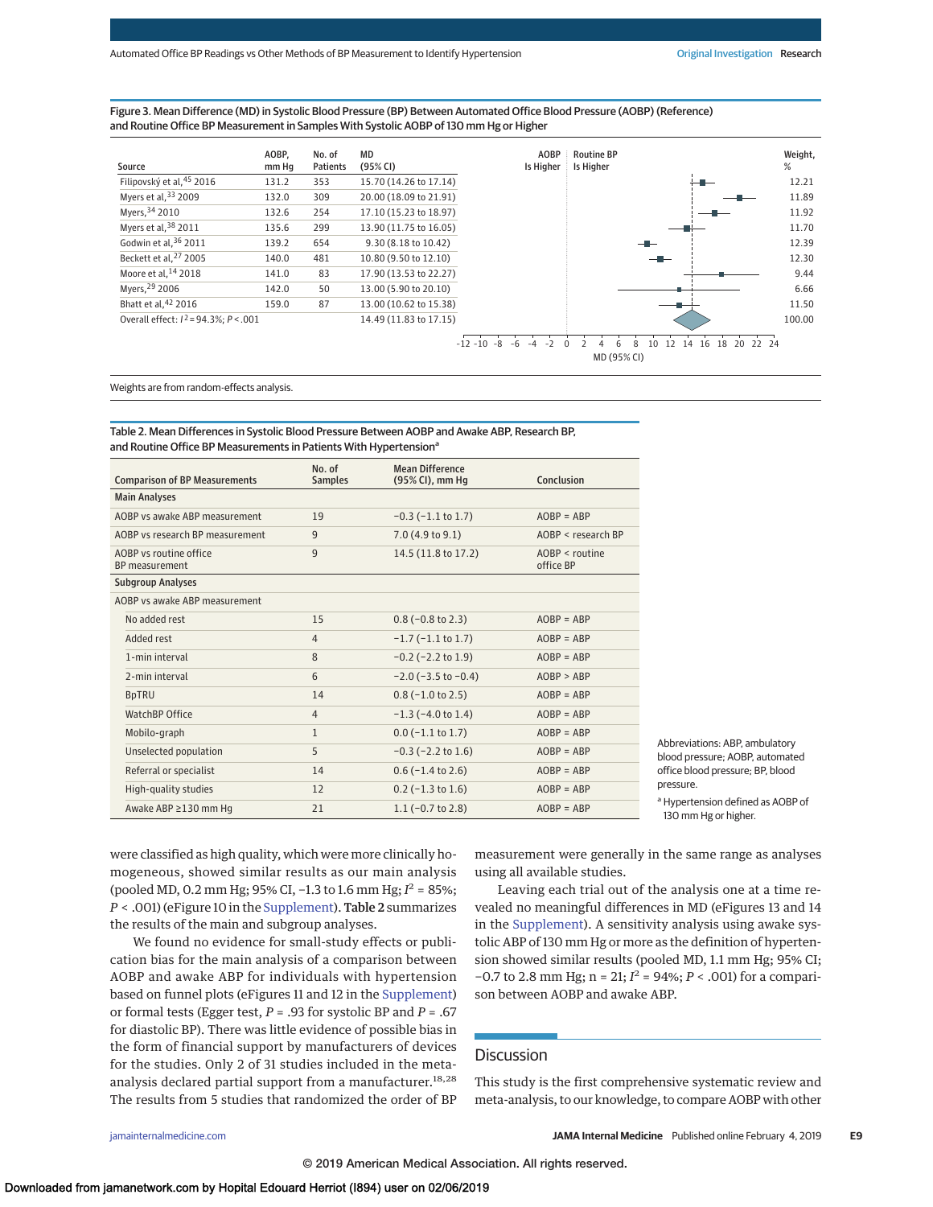Figure 3. Mean Difference (MD) in Systolic Blood Pressure (BP) Between Automated Office Blood Pressure (AOBP) (Reference) and Routine Office BP Measurement in Samples With Systolic AOBP of 130 mm Hg or Higher

| Source | AOBP, mm Hg | No. of Patients | MD (95% CI) | Weight, % |
|---|---|---|---|---|
| Filipovský et al,[45] 2016 | 131.2 | 353 | 15.70 (14.26 to 17.14) | 12.21 |
| Myers et al,[33] 2009 | 132.0 | 309 | 20.00 (18.09 to 21.91) | 11.89 |
| Myers,[34] 2010 | 132.6 | 254 | 17.10 (15.23 to 18.97) | 11.92 |
| Myers et al,[38] 2011 | 135.6 | 299 | 13.90 (11.75 to 16.05) | 11.70 |
| Godwin et al,[36] 2011 | 139.2 | 654 | 9.30 (8.18 to 10.42) | 12.39 |
| Beckett et al,[27] 2005 | 140.0 | 481 | 10.80 (9.50 to 12.10) | 12.30 |
| Moore et al,[14] 2018 | 141.0 | 83 | 17.90 (13.53 to 22.27) | 9.44 |
| Myers,[29] 2006 | 142.0 | 50 | 13.00 (5.90 to 20.10) | 6.66 |
| Bhatt et al,[42] 2016 | 159.0 | 87 | 13.00 (10.62 to 15.38) | 11.50 |
| Overall effect: $I^2$ = 94.3%; $P$ < .001 | | | 14.49 (11.83 to 17.15) | 100.00 |

AOBP Is Higher | Routine BP Is Higher

MD (95% CI)

Weights are from random-effects analysis.

Table 2. Mean Differences in Systolic Blood Pressure Between AOBP and Awake ABP, Research BP, and Routine Office BP Measurements in Patients With Hypertension[a]

| Comparison of BP Measurements | No. of Samples | Mean Difference (95% CI), mm Hg | Conclusion |
|---|---|---|---|
| **Main Analyses** | | | |
| AOBP vs awake ABP measurement | 19 | −0.3 (−1.1 to 1.7) | AOBP = ABP |
| AOBP vs research BP measurement | 9 | 7.0 (4.9 to 9.1) | AOBP < research BP |
| AOBP vs routine office BP measurement | 9 | 14.5 (11.8 to 17.2) | AOBP < routine office BP |
| **Subgroup Analyses** | | | |
| AOBP vs awake ABP measurement | | | |
| No added rest | 15 | 0.8 (−0.8 to 2.3) | AOBP = ABP |
| Added rest | 4 | −1.7 (−1.1 to 1.7) | AOBP = ABP |
| 1-min interval | 8 | −0.2 (−2.2 to 1.9) | AOBP = ABP |
| 2-min interval | 6 | −2.0 (−3.5 to −0.4) | AOBP > ABP |
| BpTRU | 14 | 0.8 (−1.0 to 2.5) | AOBP = ABP |
| WatchBP Office | 4 | −1.3 (−4.0 to 1.4) | AOBP = ABP |
| Mobilo-graph | 1 | 0.0 (−1.1 to 1.7) | AOBP = ABP |
| Unselected population | 5 | −0.3 (−2.2 to 1.6) | AOBP = ABP |
| Referral or specialist | 14 | 0.6 (−1.4 to 2.6) | AOBP = ABP |
| High-quality studies | 12 | 0.2 (−1.3 to 1.6) | AOBP = ABP |
| Awake ABP ≥130 mm Hg | 21 | 1.1 (−0.7 to 2.8) | AOBP = ABP |

Abbreviations: ABP, ambulatory blood pressure; AOBP, automated office blood pressure; BP, blood pressure.

[a] Hypertension defined as AOBP of 130 mm Hg or higher.

were classified as high quality, which were more clinically homogeneous, showed similar results as our main analysis (pooled MD, 0.2 mm Hg; 95% CI, −1.3 to 1.6 mm Hg; $I^2$ = 85%; $P$ < .001) (eFigure 10 in the Supplement). Table 2 summarizes the results of the main and subgroup analyses.

We found no evidence for small-study effects or publication bias for the main analysis of a comparison between AOBP and awake ABP for individuals with hypertension based on funnel plots (eFigures 11 and 12 in the Supplement) or formal tests (Egger test, $P$ = .93 for systolic BP and $P$ = .67 for diastolic BP). There was little evidence of possible bias in the form of financial support by manufacturers of devices for the studies. Only 2 of 31 studies included in the meta-analysis declared partial support from a manufacturer.[18,28] The results from 5 studies that randomized the order of BP measurement were generally in the same range as analyses using all available studies.

Leaving each trial out of the analysis one at a time revealed no meaningful differences in MD (eFigures 13 and 14 in the Supplement). A sensitivity analysis using awake systolic ABP of 130 mm Hg or more as the definition of hypertension showed similar results (pooled MD, 1.1 mm Hg; 95% CI, −0.7 to 2.8 mm Hg; n = 21; $I^2$ = 94%; $P$ < .001) for a comparison between AOBP and awake ABP.

## Discussion

This study is the first comprehensive systematic review and meta-analysis, to our knowledge, to compare AOBP with other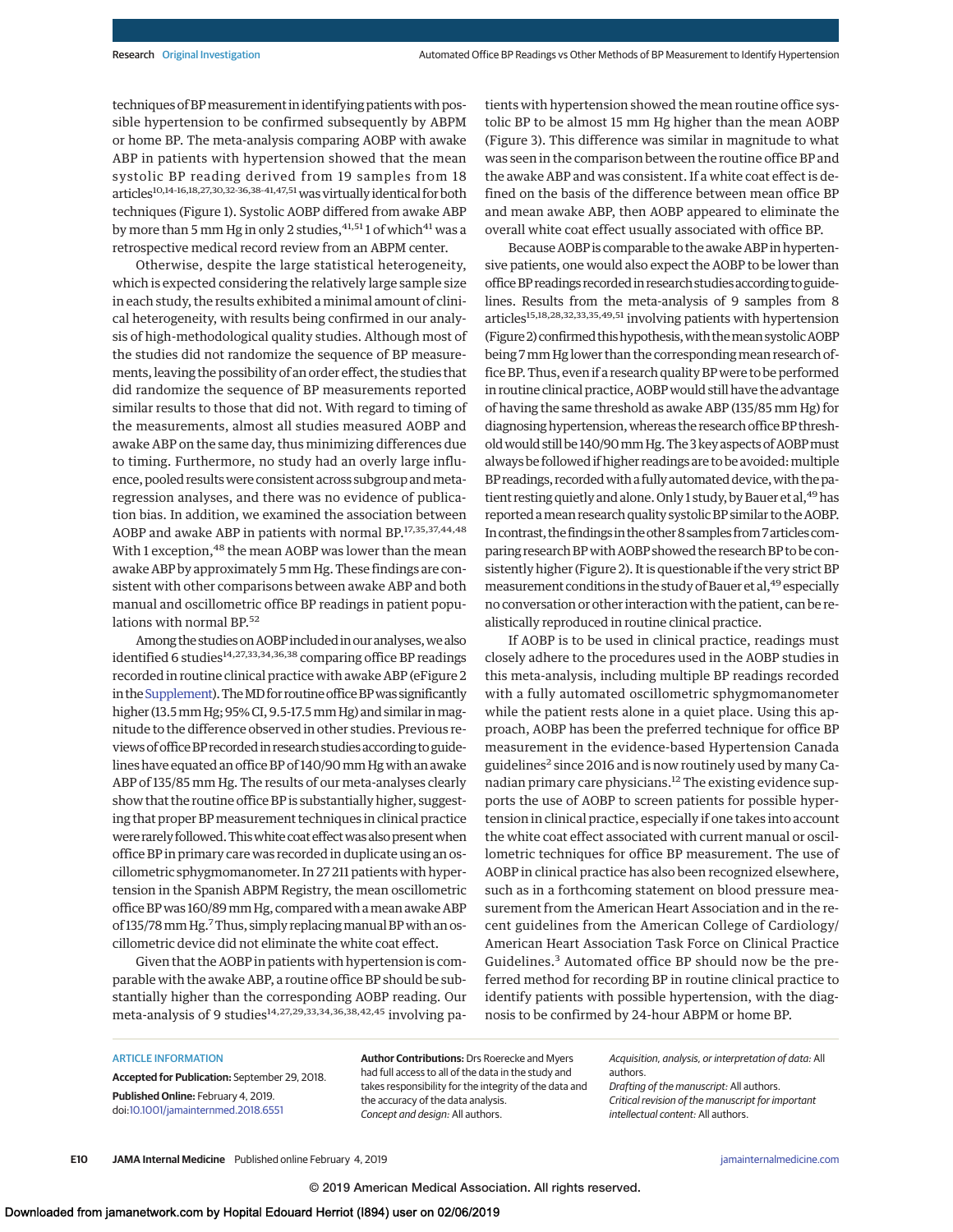techniques of BP measurement in identifying patients with possible hypertension to be confirmed subsequently by ABPM or home BP. The meta-analysis comparing AOBP with awake ABP in patients with hypertension showed that the mean systolic BP reading derived from 19 samples from 18 articles[10,14-16,18,27,30,32-36,38-41,47,51] was virtually identical for both techniques (Figure 1). Systolic AOBP differed from awake ABP by more than 5 mm Hg in only 2 studies,[41,51] 1 of which[41] was a retrospective medical record review from an ABPM center.

Otherwise, despite the large statistical heterogeneity, which is expected considering the relatively large sample size in each study, the results exhibited a minimal amount of clinical heterogeneity, with results being confirmed in our analysis of high-methodological quality studies. Although most of the studies did not randomize the sequence of BP measurements, leaving the possibility of an order effect, the studies that did randomize the sequence of BP measurements reported similar results to those that did not. With regard to timing of the measurements, almost all studies measured AOBP and awake ABP on the same day, thus minimizing differences due to timing. Furthermore, no study had an overly large influence, pooled results were consistent across subgroup and meta-regression analyses, and there was no evidence of publication bias. In addition, we examined the association between AOBP and awake ABP in patients with normal BP.[17,35,37,44,48] With 1 exception,[48] the mean AOBP was lower than the mean awake ABP by approximately 5 mm Hg. These findings are consistent with other comparisons between awake ABP and both manual and oscillometric office BP readings in patient populations with normal BP.[52]

Among the studies on AOBP included in our analyses, we also identified 6 studies[14,27,33,34,36,38] comparing office BP readings recorded in routine clinical practice with awake ABP (eFigure 2 in the Supplement). The MD for routine office BP was significantly higher (13.5 mm Hg; 95% CI, 9.5-17.5 mm Hg) and similar in magnitude to the difference observed in other studies. Previous reviews of office BP recorded in research studies according to guidelines have equated an office BP of 140/90 mm Hg with an awake ABP of 135/85 mm Hg. The results of our meta-analyses clearly show that the routine office BP is substantially higher, suggesting that proper BP measurement techniques in clinical practice were rarely followed. This white coat effect was also present when office BP in primary care was recorded in duplicate using an oscillometric sphygmomanometer. In 27 211 patients with hypertension in the Spanish ABPM Registry, the mean oscillometric office BP was 160/89 mm Hg, compared with a mean awake ABP of 135/78 mm Hg.[7] Thus, simply replacing manual BP with an oscillometric device did not eliminate the white coat effect.

Given that the AOBP in patients with hypertension is comparable with the awake ABP, a routine office BP should be substantially higher than the corresponding AOBP reading. Our meta-analysis of 9 studies[14,27,29,33,34,36,38,42,45] involving patients with hypertension showed the mean routine office systolic BP to be almost 15 mm Hg higher than the mean AOBP (Figure 3). This difference was similar in magnitude to what was seen in the comparison between the routine office BP and the awake ABP and was consistent. If a white coat effect is defined on the basis of the difference between mean office BP and mean awake ABP, then AOBP appeared to eliminate the overall white coat effect usually associated with office BP.

Because AOBP is comparable to the awake ABP in hypertensive patients, one would also expect the AOBP to be lower than office BP readings recorded in research studies according to guidelines. Results from the meta-analysis of 9 samples from 8 articles[15,18,28,32,33,35,49,51] involving patients with hypertension (Figure 2) confirmed this hypothesis, with the mean systolic AOBP being 7 mm Hg lower than the corresponding mean research office BP. Thus, even if a research quality BP were to be performed in routine clinical practice, AOBP would still have the advantage of having the same threshold as awake ABP (135/85 mm Hg) for diagnosing hypertension, whereas the research office BP threshold would still be 140/90 mm Hg. The 3 key aspects of AOBP must always be followed if higher readings are to be avoided: multiple BP readings, recorded with a fully automated device, with the patient resting quietly and alone. Only 1 study, by Bauer et al,[49] has reported a mean research quality systolic BP similar to the AOBP. In contrast, the findings in the other 8 samples from 7 articles comparing research BP with AOBP showed the research BP to be consistently higher (Figure 2). It is questionable if the very strict BP measurement conditions in the study of Bauer et al,[49] especially no conversation or other interaction with the patient, can be realistically reproduced in routine clinical practice.

If AOBP is to be used in clinical practice, readings must closely adhere to the procedures used in the AOBP studies in this meta-analysis, including multiple BP readings recorded with a fully automated oscillometric sphygmomanometer while the patient rests alone in a quiet place. Using this approach, AOBP has been the preferred technique for office BP measurement in the evidence-based Hypertension Canada guidelines[2] since 2016 and is now routinely used by many Canadian primary care physicians.[12] The existing evidence supports the use of AOBP to screen patients for possible hypertension in clinical practice, especially if one takes into account the white coat effect associated with current manual or oscillometric techniques for office BP measurement. The use of AOBP in clinical practice has also been recognized elsewhere, such as in a forthcoming statement on blood pressure measurement from the American Heart Association and in the recent guidelines from the American College of Cardiology/American Heart Association Task Force on Clinical Practice Guidelines.[3] Automated office BP should now be the preferred method for recording BP in routine clinical practice to identify patients with possible hypertension, with the diagnosis to be confirmed by 24-hour ABPM or home BP.

## ARTICLE INFORMATION

**Accepted for Publication:** September 29, 2018.

**Published Online:** February 4, 2019. doi:10.1001/jamainternmed.2018.6551

**Author Contributions:** Drs Roerecke and Myers had full access to all of the data in the study and takes responsibility for the integrity of the data and the accuracy of the data analysis.
*Concept and design:* All authors.
*Acquisition, analysis, or interpretation of data:* All authors.
*Drafting of the manuscript:* All authors.
*Critical revision of the manuscript for important intellectual content:* All authors.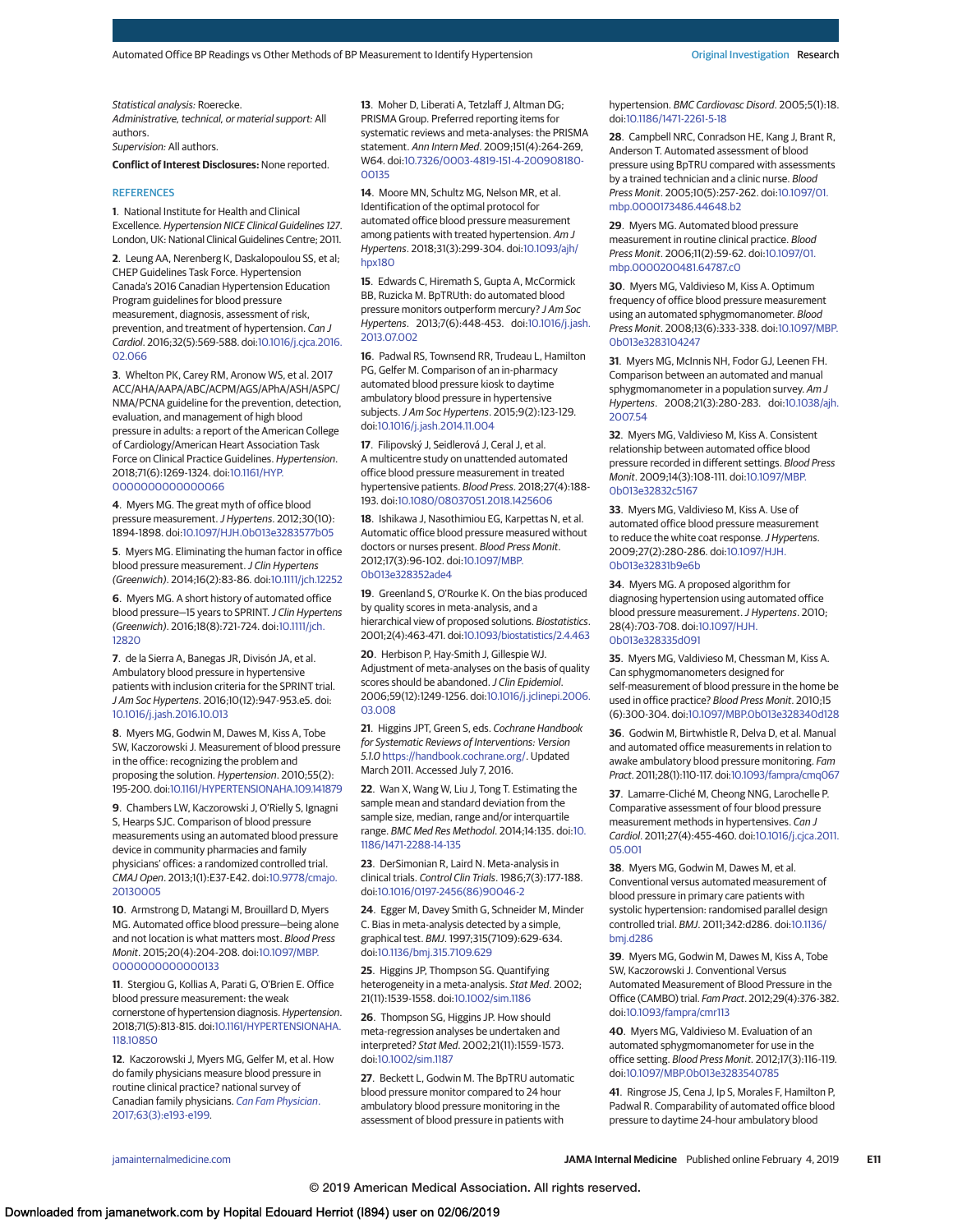*Statistical analysis:* Roerecke.
*Administrative, technical, or material support:* All authors.
*Supervision:* All authors.

**Conflict of Interest Disclosures:** None reported.

## REFERENCES

1. National Institute for Health and Clinical Excellence. *Hypertension NICE Clinical Guidelines 127*. London, UK: National Clinical Guidelines Centre; 2011.

2. Leung AA, Nerenberg K, Daskalopoulou SS, et al; CHEP Guidelines Task Force. Hypertension Canada's 2016 Canadian Hypertension Education Program guidelines for blood pressure measurement, diagnosis, assessment of risk, prevention, and treatment of hypertension. *Can J Cardiol*. 2016;32(5):569-588. doi:10.1016/j.cjca.2016.02.066

3. Whelton PK, Carey RM, Aronow WS, et al. 2017 ACC/AHA/AAPA/ABC/ACPM/AGS/APhA/ASH/ASPC/NMA/PCNA guideline for the prevention, detection, evaluation, and management of high blood pressure in adults: a report of the American College of Cardiology/American Heart Association Task Force on Clinical Practice Guidelines. *Hypertension*. 2018;71(6):1269-1324. doi:10.1161/HYP.0000000000000066

4. Myers MG. The great myth of office blood pressure measurement. *J Hypertens*. 2012;30(10):1894-1898. doi:10.1097/HJH.0b013e3283577b05

5. Myers MG. Eliminating the human factor in office blood pressure measurement. *J Clin Hypertens (Greenwich)*. 2014;16(2):83-86. doi:10.1111/jch.12252

6. Myers MG. A short history of automated office blood pressure—15 years to SPRINT. *J Clin Hypertens (Greenwich)*. 2016;18(8):721-724. doi:10.1111/jch.12820

7. de la Sierra A, Banegas JR, Divisón JA, et al. Ambulatory blood pressure in hypertensive patients with inclusion criteria for the SPRINT trial. *J Am Soc Hypertens*. 2016;10(12):947-953.e5. doi:10.1016/j.jash.2016.10.013

8. Myers MG, Godwin M, Dawes M, Kiss A, Tobe SW, Kaczorowski J. Measurement of blood pressure in the office: recognizing the problem and proposing the solution. *Hypertension*. 2010;55(2):195-200. doi:10.1161/HYPERTENSIONAHA.109.141879

9. Chambers LW, Kaczorowski J, O'Rielly S, Ignagni S, Hearps SJC. Comparison of blood pressure measurements using an automated blood pressure device in community pharmacies and family physicians' offices: a randomized controlled trial. *CMAJ Open*. 2013;1(1):E37-E42. doi:10.9778/cmajo.20130005

10. Armstrong D, Matangi M, Brouillard D, Myers MG. Automated office blood pressure—being alone and not location is what matters most. *Blood Press Monit*. 2015;20(4):204-208. doi:10.1097/MBP.0000000000000133

11. Stergiou G, Kollias A, Parati G, O'Brien E. Office blood pressure measurement: the weak cornerstone of hypertension diagnosis. *Hypertension*. 2018;71(5):813-815. doi:10.1161/HYPERTENSIONAHA.118.10850

12. Kaczorowski J, Myers MG, Gelfer M, et al. How do family physicians measure blood pressure in routine clinical practice? national survey of Canadian family physicians. *Can Fam Physician*. 2017;63(3):e193-e199.

13. Moher D, Liberati A, Tetzlaff J, Altman DG; PRISMA Group. Preferred reporting items for systematic reviews and meta-analyses: the PRISMA statement. *Ann Intern Med*. 2009;151(4):264-269, W64. doi:10.7326/0003-4819-151-4-200908180-00135

14. Moore MN, Schultz MG, Nelson MR, et al. Identification of the optimal protocol for automated office blood pressure measurement among patients with treated hypertension. *Am J Hypertens*. 2018;31(3):299-304. doi:10.1093/ajh/hpx180

15. Edwards C, Hiremath S, Gupta A, McCormick BB, Ruzicka M. BpTRUth: do automated blood pressure monitors outperform mercury? *J Am Soc Hypertens*. 2013;7(6):448-453. doi:10.1016/j.jash.2013.07.002

16. Padwal RS, Townsend RR, Trudeau L, Hamilton PG, Gelfer M. Comparison of an in-pharmacy automated blood pressure kiosk to daytime ambulatory blood pressure in hypertensive subjects. *J Am Soc Hypertens*. 2015;9(2):123-129. doi:10.1016/j.jash.2014.11.004

17. Filipovský J, Seidlerová J, Ceral J, et al. A multicentre study on unattended automated office blood pressure measurement in treated hypertensive patients. *Blood Press*. 2018;27(4):188-193. doi:10.1080/08037051.2018.1425606

18. Ishikawa J, Nasothimiou EG, Karpettas N, et al. Automatic office blood pressure measured without doctors or nurses present. *Blood Press Monit*. 2012;17(3):96-102. doi:10.1097/MBP.0b013e328352ade4

19. Greenland S, O'Rourke K. On the bias produced by quality scores in meta-analysis, and a hierarchical view of proposed solutions. *Biostatistics*. 2001;2(4):463-471. doi:10.1093/biostatistics/2.4.463

20. Herbison P, Hay-Smith J, Gillespie WJ. Adjustment of meta-analyses on the basis of quality scores should be abandoned. *J Clin Epidemiol*. 2006;59(12):1249-1256. doi:10.1016/j.jclinepi.2006.03.008

21. Higgins JPT, Green S, eds. *Cochrane Handbook for Systematic Reviews of Interventions: Version 5.1.0* https://handbook.cochrane.org/. Updated March 2011. Accessed July 7, 2016.

22. Wan X, Wang W, Liu J, Tong T. Estimating the sample mean and standard deviation from the sample size, median, range and/or interquartile range. *BMC Med Res Methodol*. 2014;14:135. doi:10.1186/1471-2288-14-135

23. DerSimonian R, Laird N. Meta-analysis in clinical trials. *Control Clin Trials*. 1986;7(3):177-188. doi:10.1016/0197-2456(86)90046-2

24. Egger M, Davey Smith G, Schneider M, Minder C. Bias in meta-analysis detected by a simple, graphical test. *BMJ*. 1997;315(7109):629-634. doi:10.1136/bmj.315.7109.629

25. Higgins JP, Thompson SG. Quantifying heterogeneity in a meta-analysis. *Stat Med*. 2002;21(11):1539-1558. doi:10.1002/sim.1186

26. Thompson SG, Higgins JP. How should meta-regression analyses be undertaken and interpreted? *Stat Med*. 2002;21(11):1559-1573. doi:10.1002/sim.1187

27. Beckett L, Godwin M. The BpTRU automatic blood pressure monitor compared to 24 hour ambulatory blood pressure monitoring in the assessment of blood pressure in patients with hypertension. *BMC Cardiovasc Disord*. 2005;5(1):18. doi:10.1186/1471-2261-5-18

28. Campbell NRC, Conradson HE, Kang J, Brant R, Anderson T. Automated assessment of blood pressure using BpTRU compared with assessments by a trained technician and a clinic nurse. *Blood Press Monit*. 2005;10(5):257-262. doi:10.1097/01.mbp.0000173486.44648.b2

29. Myers MG. Automated blood pressure measurement in routine clinical practice. *Blood Press Monit*. 2006;11(2):59-62. doi:10.1097/01.mbp.0000200481.64787.c0

30. Myers MG, Valdivieso M, Kiss A. Optimum frequency of office blood pressure measurement using an automated sphygmomanometer. *Blood Press Monit*. 2008;13(6):333-338. doi:10.1097/MBP.0b013e3283104247

31. Myers MG, McInnis NH, Fodor GJ, Leenen FH. Comparison between an automated and manual sphygmomanometer in a population survey. *Am J Hypertens*. 2008;21(3):280-283. doi:10.1038/ajh.2007.54

32. Myers MG, Valdivieso M, Kiss A. Consistent relationship between automated office blood pressure recorded in different settings. *Blood Press Monit*. 2009;14(3):108-111. doi:10.1097/MBP.0b013e32832c5167

33. Myers MG, Valdivieso M, Kiss A. Use of automated office blood pressure measurement to reduce the white coat response. *J Hypertens*. 2009;27(2):280-286. doi:10.1097/HJH.0b013e32831b9e6b

34. Myers MG. A proposed algorithm for diagnosing hypertension using automated office blood pressure measurement. *J Hypertens*. 2010;28(4):703-708. doi:10.1097/HJH.0b013e328335d091

35. Myers MG, Valdivieso M, Chessman M, Kiss A. Can sphygmomanometers designed for self-measurement of blood pressure in the home be used in office practice? *Blood Press Monit*. 2010;15(6):300-304. doi:10.1097/MBP.0b013e328340d128

36. Godwin M, Birtwhistle R, Delva D, et al. Manual and automated office measurements in relation to awake ambulatory blood pressure monitoring. *Fam Pract*. 2011;28(1):110-117. doi:10.1093/fampra/cmq067

37. Lamarre-Cliché M, Cheong NNG, Larochelle P. Comparative assessment of four blood pressure measurement methods in hypertensives. *Can J Cardiol*. 2011;27(4):455-460. doi:10.1016/j.cjca.2011.05.001

38. Myers MG, Godwin M, Dawes M, et al. Conventional versus automated measurement of blood pressure in primary care patients with systolic hypertension: randomised parallel design controlled trial. *BMJ*. 2011;342:d286. doi:10.1136/bmj.d286

39. Myers MG, Godwin M, Dawes M, Kiss A, Tobe SW, Kaczorowski J. Conventional Versus Automated Measurement of Blood Pressure in the Office (CAMBO) trial. *Fam Pract*. 2012;29(4):376-382. doi:10.1093/fampra/cmr113

40. Myers MG, Valdivieso M. Evaluation of an automated sphygmomanometer for use in the office setting. *Blood Press Monit*. 2012;17(3):116-119. doi:10.1097/MBP.0b013e3283540785

41. Ringrose JS, Cena J, Ip S, Morales F, Hamilton P, Padwal R. Comparability of automated office blood pressure to daytime 24-hour ambulatory blood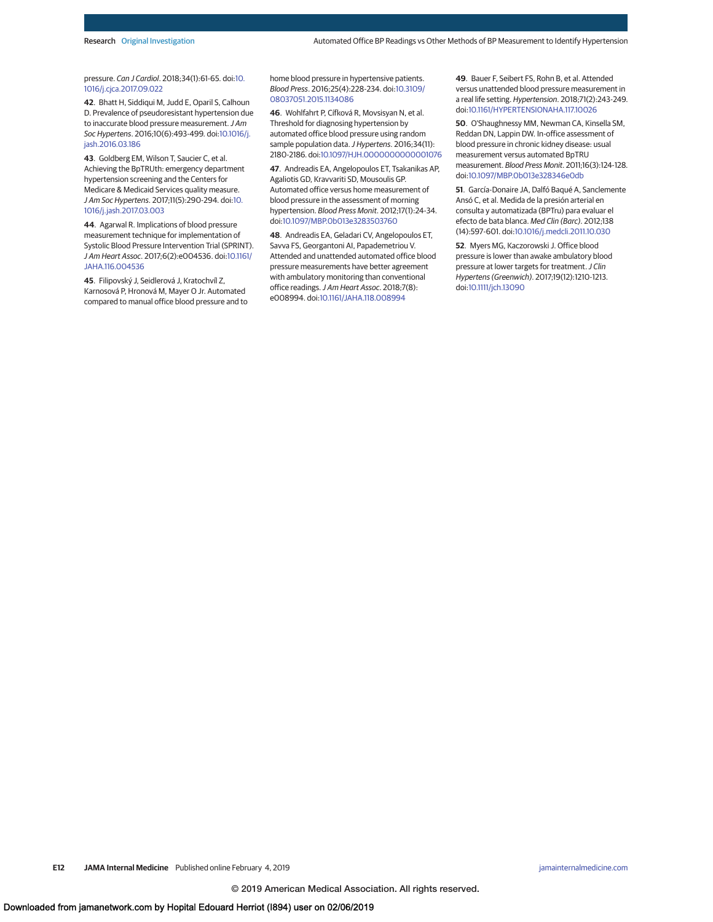pressure. *Can J Cardiol*. 2018;34(1):61-65. doi:10.1016/j.cjca.2017.09.022

42. Bhatt H, Siddiqui M, Judd E, Oparil S, Calhoun D. Prevalence of pseudoresistant hypertension due to inaccurate blood pressure measurement. *J Am Soc Hypertens*. 2016;10(6):493-499. doi:10.1016/j.jash.2016.03.186

43. Goldberg EM, Wilson T, Saucier C, et al. Achieving the BpTRUth: emergency department hypertension screening and the Centers for Medicare & Medicaid Services quality measure. *J Am Soc Hypertens*. 2017;11(5):290-294. doi:10.1016/j.jash.2017.03.003

44. Agarwal R. Implications of blood pressure measurement technique for implementation of Systolic Blood Pressure Intervention Trial (SPRINT). *J Am Heart Assoc*. 2017;6(2):e004536. doi:10.1161/JAHA.116.004536

45. Filipovský J, Seidlerová J, Kratochvíl Z, Karnosová P, Hronová M, Mayer O Jr. Automated compared to manual office blood pressure and to home blood pressure in hypertensive patients. *Blood Press*. 2016;25(4):228-234. doi:10.3109/08037051.2015.1134086

46. Wohlfahrt P, Cífková R, Movsisyan N, et al. Threshold for diagnosing hypertension by automated office blood pressure using random sample population data. *J Hypertens*. 2016;34(11):2180-2186. doi:10.1097/HJH.0000000000001076

47. Andreadis EA, Angelopoulos ET, Tsakanikas AP, Agaliotis GD, Kravvariti SD, Mousoulis GP. Automated office versus home measurement of blood pressure in the assessment of morning hypertension. *Blood Press Monit*. 2012;17(1):24-34. doi:10.1097/MBP.0b013e3283503760

48. Andreadis EA, Geladari CV, Angelopoulos ET, Savva FS, Georgantoni AI, Papademetriou V. Attended and unattended automated office blood pressure measurements have better agreement with ambulatory monitoring than conventional office readings. *J Am Heart Assoc*. 2018;7(8):e008994. doi:10.1161/JAHA.118.008994

49. Bauer F, Seibert FS, Rohn B, et al. Attended versus unattended blood pressure measurement in a real life setting. *Hypertension*. 2018;71(2):243-249. doi:10.1161/HYPERTENSIONAHA.117.10026

50. O'Shaughnessy MM, Newman CA, Kinsella SM, Reddan DN, Lappin DW. In-office assessment of blood pressure in chronic kidney disease: usual measurement versus automated BpTRU measurement. *Blood Press Monit*. 2011;16(3):124-128. doi:10.1097/MBP.0b013e328346e0db

51. García-Donaire JA, Dalfó Baqué A, Sanclemente Ansó C, et al. Medida de la presión arterial en consulta y automatizada (BPTru) para evaluar el efecto de bata blanca. *Med Clin (Barc)*. 2012;138(14):597-601. doi:10.1016/j.medcli.2011.10.030

52. Myers MG, Kaczorowski J. Office blood pressure is lower than awake ambulatory blood pressure at lower targets for treatment. *J Clin Hypertens (Greenwich)*. 2017;19(12):1210-1213. doi:10.1111/jch.13090